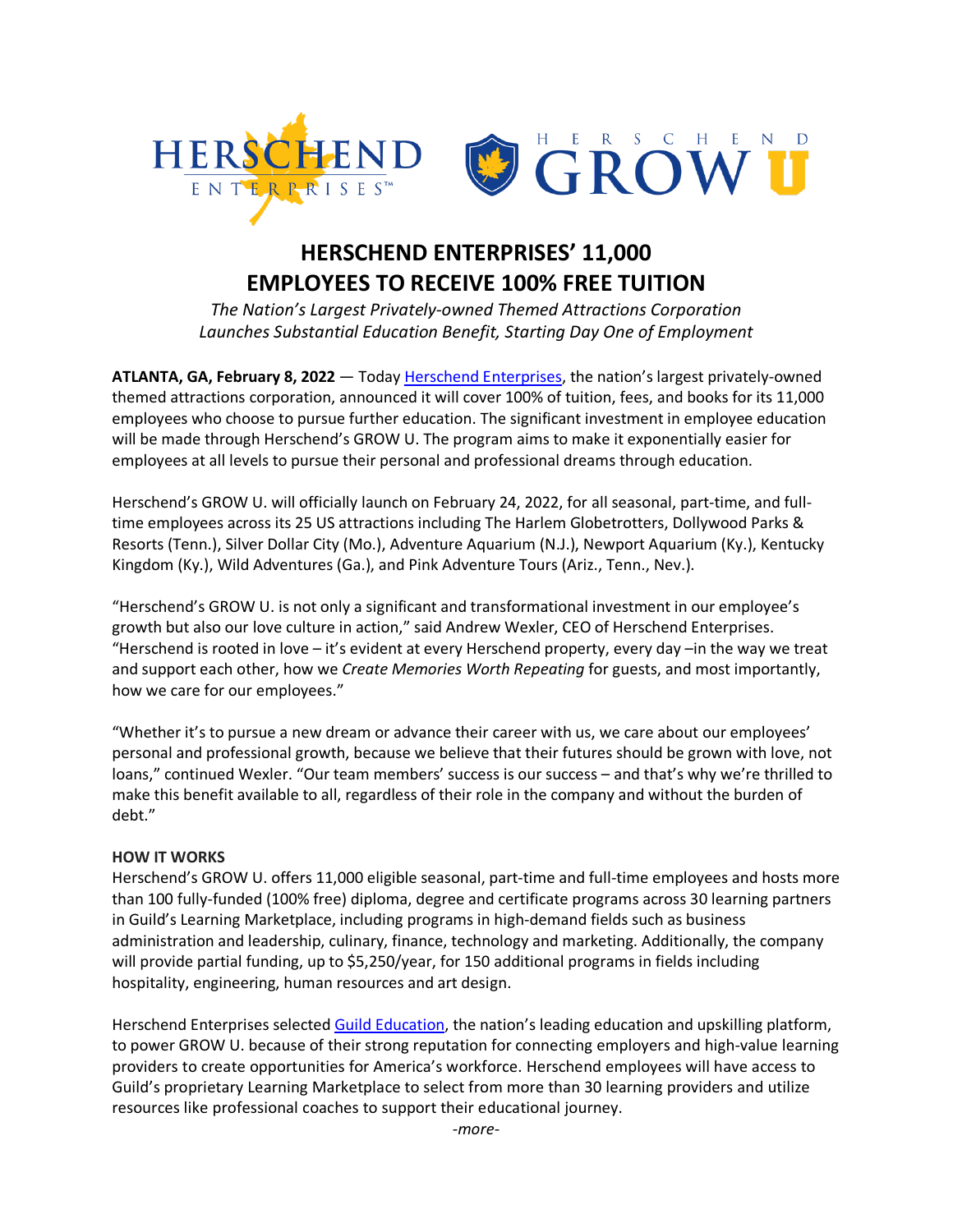# HERSCHEND ENTERPRISES' 11,000 EMPLOYEES TO RECEIVE 100% FREE TUITION

*The Nation's Largest Privately-owned Themed Attractions Corporation Launches Substantial Education Benefit, Starting Day One of Employment*

**ATLANTA, GA, February 8, 2022** — Today [Herschend Enterprises](), the nation's largest privately-owned themed attractions corporation, announced it will cover 100% of tuition, fees, and books for its 11,000 employees who choose to pursue further education. The significant investment in employee education will be made through Herschend's GROW U. The program aims to make it exponentially easier for employees at all levels to pursue their personal and professional dreams through education.

Herschend's GROW U. will officially launch on February 24, 2022, for all seasonal, part-time, and full-time employees across its 25 US attractions including The Harlem Globetrotters, Dollywood Parks & Resorts (Tenn.), Silver Dollar City (Mo.), Adventure Aquarium (N.J.), Newport Aquarium (Ky.), Kentucky Kingdom (Ky.), Wild Adventures (Ga.), and Pink Adventure Tours (Ariz., Tenn., Nev.).

"Herschend's GROW U. is not only a significant and transformational investment in our employee's growth but also our love culture in action," said Andrew Wexler, CEO of Herschend Enterprises. "Herschend is rooted in love – it's evident at every Herschend property, every day –in the way we treat and support each other, how we *Create Memories Worth Repeating* for guests, and most importantly, how we care for our employees."

"Whether it's to pursue a new dream or advance their career with us, we care about our employees' personal and professional growth, because we believe that their futures should be grown with love, not loans," continued Wexler. "Our team members' success is our success – and that's why we're thrilled to make this benefit available to all, regardless of their role in the company and without the burden of debt."

**HOW IT WORKS**

Herschend's GROW U. offers 11,000 eligible seasonal, part-time and full-time employees and hosts more than 100 fully-funded (100% free) diploma, degree and certificate programs across 30 learning partners in Guild's Learning Marketplace, including programs in high-demand fields such as business administration and leadership, culinary, finance, technology and marketing. Additionally, the company will provide partial funding, up to $5,250/year, for 150 additional programs in fields including hospitality, engineering, human resources and art design.

Herschend Enterprises selected [Guild Education](), the nation's leading education and upskilling platform, to power GROW U. because of their strong reputation for connecting employers and high-value learning providers to create opportunities for America's workforce. Herschend employees will have access to Guild's proprietary Learning Marketplace to select from more than 30 learning providers and utilize resources like professional coaches to support their educational journey.

-more-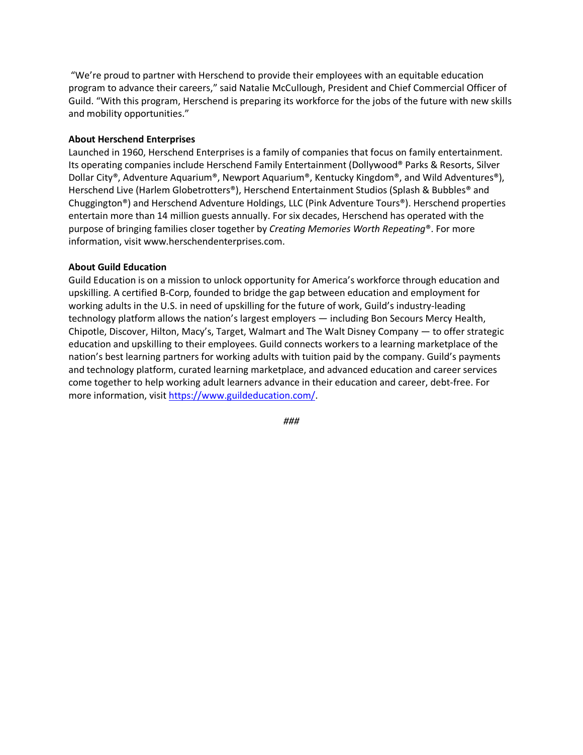"We're proud to partner with Herschend to provide their employees with an equitable education program to advance their careers," said Natalie McCullough, President and Chief Commercial Officer of Guild. "With this program, Herschend is preparing its workforce for the jobs of the future with new skills and mobility opportunities."

**About Herschend Enterprises**

Launched in 1960, Herschend Enterprises is a family of companies that focus on family entertainment. Its operating companies include Herschend Family Entertainment (Dollywood® Parks & Resorts, Silver Dollar City®, Adventure Aquarium®, Newport Aquarium®, Kentucky Kingdom®, and Wild Adventures®), Herschend Live (Harlem Globetrotters®), Herschend Entertainment Studios (Splash & Bubbles® and Chuggington®) and Herschend Adventure Holdings, LLC (Pink Adventure Tours®). Herschend properties entertain more than 14 million guests annually. For six decades, Herschend has operated with the purpose of bringing families closer together by *Creating Memories Worth Repeating*®. For more information, visit www.herschendenterprises.com.

**About Guild Education**

Guild Education is on a mission to unlock opportunity for America's workforce through education and upskilling. A certified B-Corp, founded to bridge the gap between education and employment for working adults in the U.S. in need of upskilling for the future of work, Guild's industry-leading technology platform allows the nation's largest employers — including Bon Secours Mercy Health, Chipotle, Discover, Hilton, Macy's, Target, Walmart and The Walt Disney Company — to offer strategic education and upskilling to their employees. Guild connects workers to a learning marketplace of the nation's best learning partners for working adults with tuition paid by the company. Guild's payments and technology platform, curated learning marketplace, and advanced education and career services come together to help working adult learners advance in their education and career, debt-free. For more information, visit [https://www.guildeducation.com/](https://www.guildeducation.com/).

###